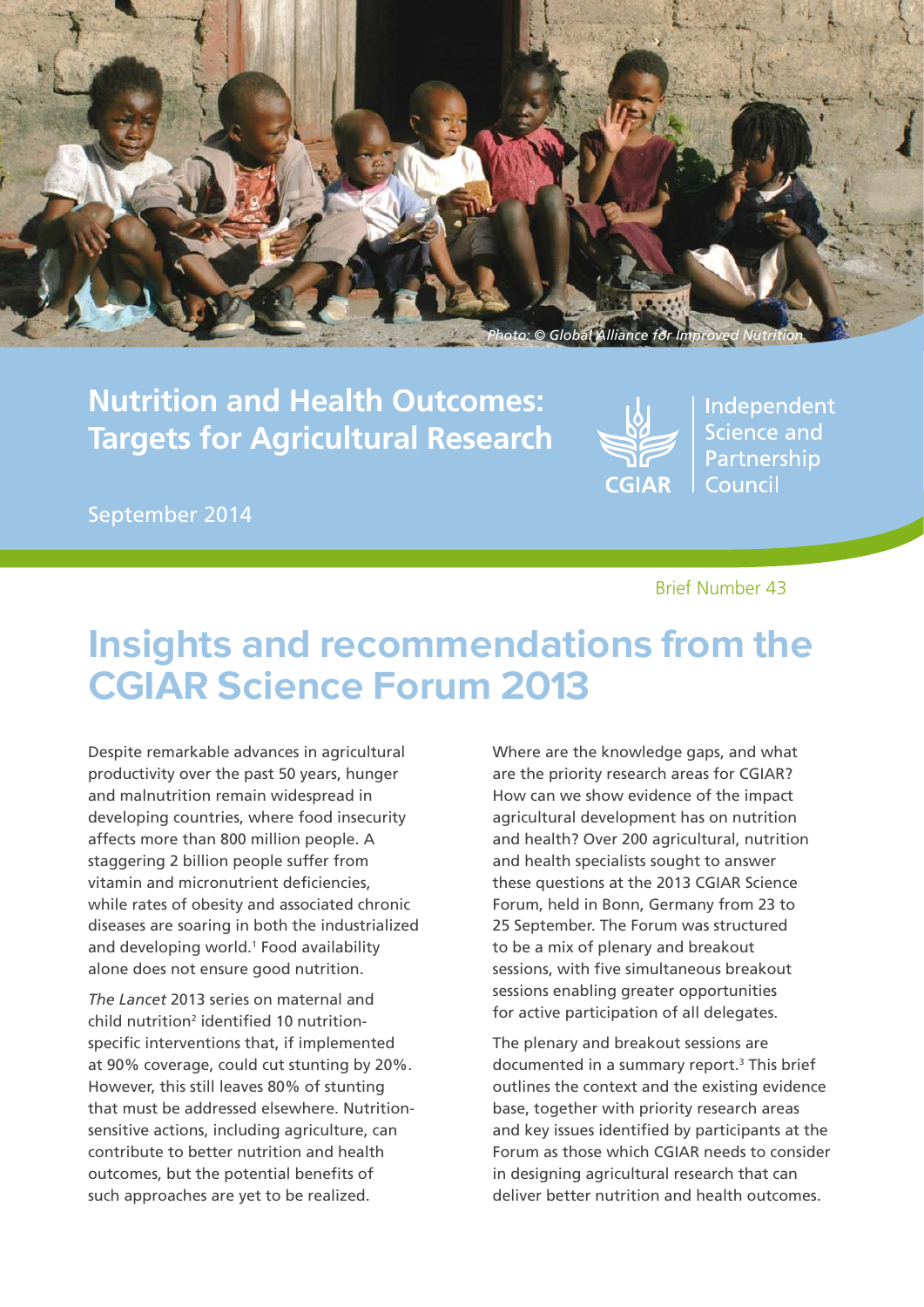Photo: © Global Alliance for Improved Nutrition

# Nutrition and Health Outcomes: Targets for Agricultural Research

CGIAR | Independent Science and Partnership Council

September 2014

Brief Number 43

## Insights and recommendations from the CGIAR Science Forum 2013

Despite remarkable advances in agricultural productivity over the past 50 years, hunger and malnutrition remain widespread in developing countries, where food insecurity affects more than 800 million people. A staggering 2 billion people suffer from vitamin and micronutrient deficiencies, while rates of obesity and associated chronic diseases are soaring in both the industrialized and developing world.[1] Food availability alone does not ensure good nutrition.

*The Lancet* 2013 series on maternal and child nutrition[2] identified 10 nutrition-specific interventions that, if implemented at 90% coverage, could cut stunting by 20%. However, this still leaves 80% of stunting that must be addressed elsewhere. Nutrition-sensitive actions, including agriculture, can contribute to better nutrition and health outcomes, but the potential benefits of such approaches are yet to be realized.

Where are the knowledge gaps, and what are the priority research areas for CGIAR? How can we show evidence of the impact agricultural development has on nutrition and health? Over 200 agricultural, nutrition and health specialists sought to answer these questions at the 2013 CGIAR Science Forum, held in Bonn, Germany from 23 to 25 September. The Forum was structured to be a mix of plenary and breakout sessions, with five simultaneous breakout sessions enabling greater opportunities for active participation of all delegates.

The plenary and breakout sessions are documented in a summary report.[3] This brief outlines the context and the existing evidence base, together with priority research areas and key issues identified by participants at the Forum as those which CGIAR needs to consider in designing agricultural research that can deliver better nutrition and health outcomes.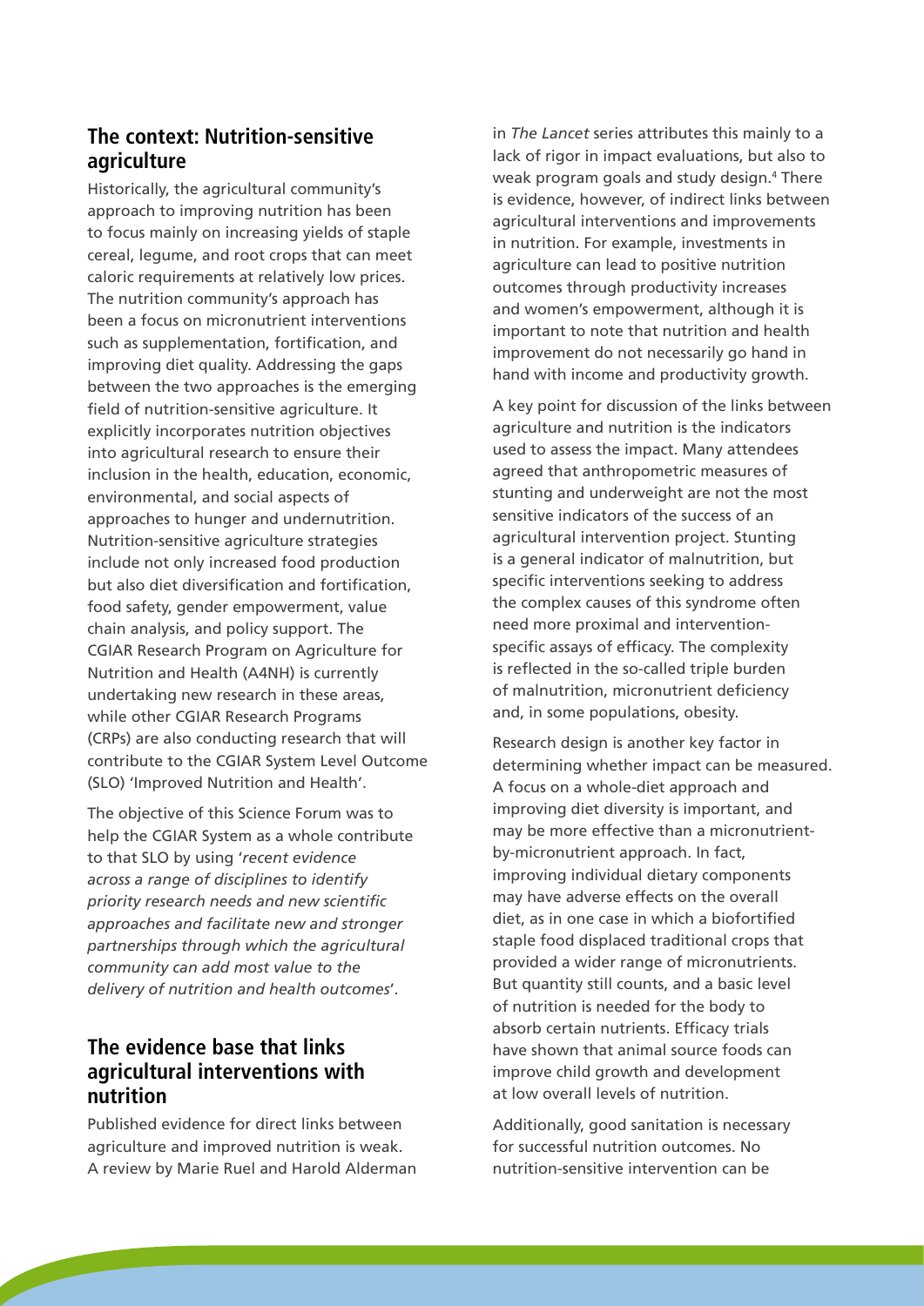## The context: Nutrition-sensitive agriculture

Historically, the agricultural community's approach to improving nutrition has been to focus mainly on increasing yields of staple cereal, legume, and root crops that can meet caloric requirements at relatively low prices. The nutrition community's approach has been a focus on micronutrient interventions such as supplementation, fortification, and improving diet quality. Addressing the gaps between the two approaches is the emerging field of nutrition-sensitive agriculture. It explicitly incorporates nutrition objectives into agricultural research to ensure their inclusion in the health, education, economic, environmental, and social aspects of approaches to hunger and undernutrition. Nutrition-sensitive agriculture strategies include not only increased food production but also diet diversification and fortification, food safety, gender empowerment, value chain analysis, and policy support. The CGIAR Research Program on Agriculture for Nutrition and Health (A4NH) is currently undertaking new research in these areas, while other CGIAR Research Programs (CRPs) are also conducting research that will contribute to the CGIAR System Level Outcome (SLO) 'Improved Nutrition and Health'.

The objective of this Science Forum was to help the CGIAR System as a whole contribute to that SLO by using '*recent evidence across a range of disciplines to identify priority research needs and new scientific approaches and facilitate new and stronger partnerships through which the agricultural community can add most value to the delivery of nutrition and health outcomes*'.

## The evidence base that links agricultural interventions with nutrition

Published evidence for direct links between agriculture and improved nutrition is weak. A review by Marie Ruel and Harold Alderman in *The Lancet* series attributes this mainly to a lack of rigor in impact evaluations, but also to weak program goals and study design.[4] There is evidence, however, of indirect links between agricultural interventions and improvements in nutrition. For example, investments in agriculture can lead to positive nutrition outcomes through productivity increases and women's empowerment, although it is important to note that nutrition and health improvement do not necessarily go hand in hand with income and productivity growth.

A key point for discussion of the links between agriculture and nutrition is the indicators used to assess the impact. Many attendees agreed that anthropometric measures of stunting and underweight are not the most sensitive indicators of the success of an agricultural intervention project. Stunting is a general indicator of malnutrition, but specific interventions seeking to address the complex causes of this syndrome often need more proximal and intervention-specific assays of efficacy. The complexity is reflected in the so-called triple burden of malnutrition, micronutrient deficiency and, in some populations, obesity.

Research design is another key factor in determining whether impact can be measured. A focus on a whole-diet approach and improving diet diversity is important, and may be more effective than a micronutrient-by-micronutrient approach. In fact, improving individual dietary components may have adverse effects on the overall diet, as in one case in which a biofortified staple food displaced traditional crops that provided a wider range of micronutrients. But quantity still counts, and a basic level of nutrition is needed for the body to absorb certain nutrients. Efficacy trials have shown that animal source foods can improve child growth and development at low overall levels of nutrition.

Additionally, good sanitation is necessary for successful nutrition outcomes. No nutrition-sensitive intervention can be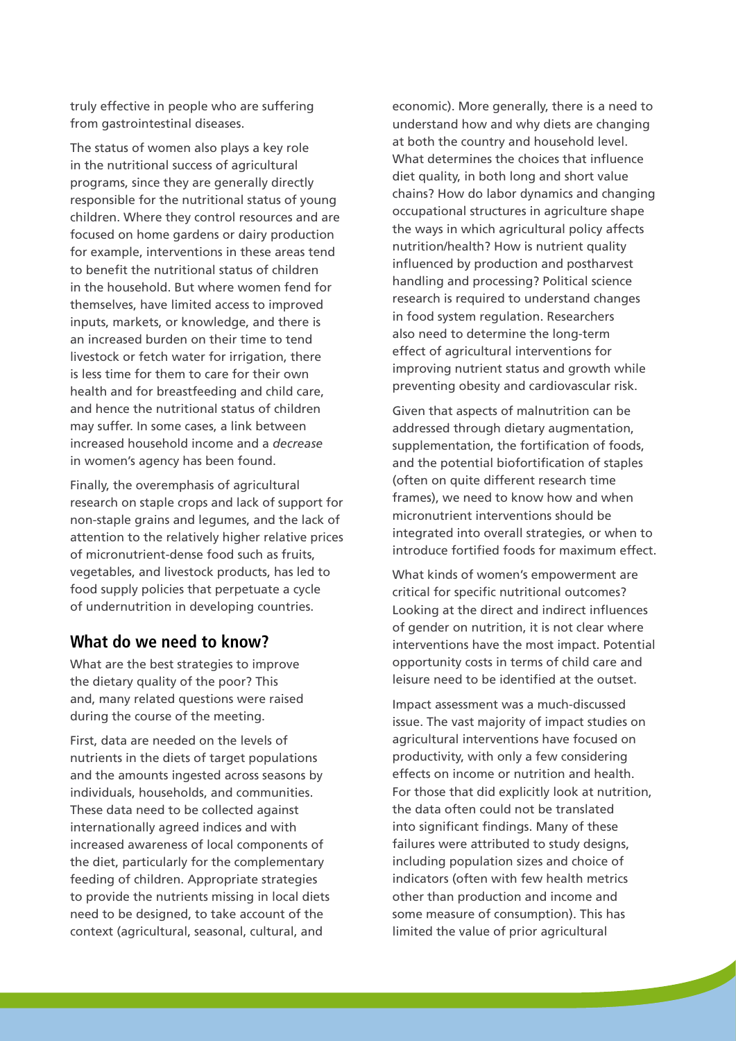truly effective in people who are suffering from gastrointestinal diseases.

The status of women also plays a key role in the nutritional success of agricultural programs, since they are generally directly responsible for the nutritional status of young children. Where they control resources and are focused on home gardens or dairy production for example, interventions in these areas tend to benefit the nutritional status of children in the household. But where women fend for themselves, have limited access to improved inputs, markets, or knowledge, and there is an increased burden on their time to tend livestock or fetch water for irrigation, there is less time for them to care for their own health and for breastfeeding and child care, and hence the nutritional status of children may suffer. In some cases, a link between increased household income and a *decrease* in women's agency has been found.

Finally, the overemphasis of agricultural research on staple crops and lack of support for non-staple grains and legumes, and the lack of attention to the relatively higher relative prices of micronutrient-dense food such as fruits, vegetables, and livestock products, has led to food supply policies that perpetuate a cycle of undernutrition in developing countries.

## What do we need to know?

What are the best strategies to improve the dietary quality of the poor? This and, many related questions were raised during the course of the meeting.

First, data are needed on the levels of nutrients in the diets of target populations and the amounts ingested across seasons by individuals, households, and communities. These data need to be collected against internationally agreed indices and with increased awareness of local components of the diet, particularly for the complementary feeding of children. Appropriate strategies to provide the nutrients missing in local diets need to be designed, to take account of the context (agricultural, seasonal, cultural, and economic). More generally, there is a need to understand how and why diets are changing at both the country and household level. What determines the choices that influence diet quality, in both long and short value chains? How do labor dynamics and changing occupational structures in agriculture shape the ways in which agricultural policy affects nutrition/health? How is nutrient quality influenced by production and postharvest handling and processing? Political science research is required to understand changes in food system regulation. Researchers also need to determine the long-term effect of agricultural interventions for improving nutrient status and growth while preventing obesity and cardiovascular risk.

Given that aspects of malnutrition can be addressed through dietary augmentation, supplementation, the fortification of foods, and the potential biofortification of staples (often on quite different research time frames), we need to know how and when micronutrient interventions should be integrated into overall strategies, or when to introduce fortified foods for maximum effect.

What kinds of women's empowerment are critical for specific nutritional outcomes? Looking at the direct and indirect influences of gender on nutrition, it is not clear where interventions have the most impact. Potential opportunity costs in terms of child care and leisure need to be identified at the outset.

Impact assessment was a much-discussed issue. The vast majority of impact studies on agricultural interventions have focused on productivity, with only a few considering effects on income or nutrition and health. For those that did explicitly look at nutrition, the data often could not be translated into significant findings. Many of these failures were attributed to study designs, including population sizes and choice of indicators (often with few health metrics other than production and income and some measure of consumption). This has limited the value of prior agricultural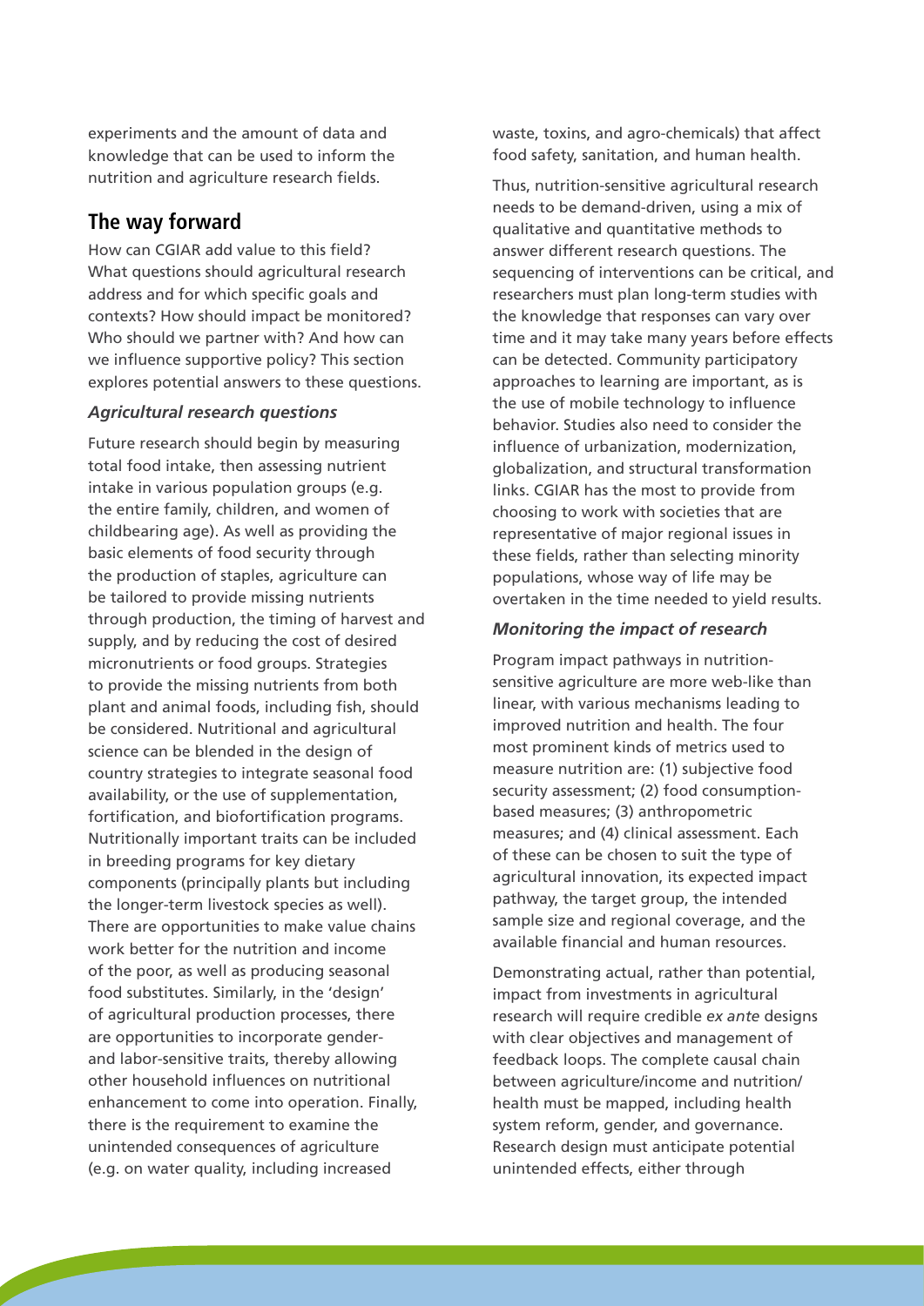experiments and the amount of data and knowledge that can be used to inform the nutrition and agriculture research fields.

## The way forward

How can CGIAR add value to this field? What questions should agricultural research address and for which specific goals and contexts? How should impact be monitored? Who should we partner with? And how can we influence supportive policy? This section explores potential answers to these questions.

### *Agricultural research questions*

Future research should begin by measuring total food intake, then assessing nutrient intake in various population groups (e.g. the entire family, children, and women of childbearing age). As well as providing the basic elements of food security through the production of staples, agriculture can be tailored to provide missing nutrients through production, the timing of harvest and supply, and by reducing the cost of desired micronutrients or food groups. Strategies to provide the missing nutrients from both plant and animal foods, including fish, should be considered. Nutritional and agricultural science can be blended in the design of country strategies to integrate seasonal food availability, or the use of supplementation, fortification, and biofortification programs. Nutritionally important traits can be included in breeding programs for key dietary components (principally plants but including the longer-term livestock species as well). There are opportunities to make value chains work better for the nutrition and income of the poor, as well as producing seasonal food substitutes. Similarly, in the 'design' of agricultural production processes, there are opportunities to incorporate gender- and labor-sensitive traits, thereby allowing other household influences on nutritional enhancement to come into operation. Finally, there is the requirement to examine the unintended consequences of agriculture (e.g. on water quality, including increased waste, toxins, and agro-chemicals) that affect food safety, sanitation, and human health.

Thus, nutrition-sensitive agricultural research needs to be demand-driven, using a mix of qualitative and quantitative methods to answer different research questions. The sequencing of interventions can be critical, and researchers must plan long-term studies with the knowledge that responses can vary over time and it may take many years before effects can be detected. Community participatory approaches to learning are important, as is the use of mobile technology to influence behavior. Studies also need to consider the influence of urbanization, modernization, globalization, and structural transformation links. CGIAR has the most to provide from choosing to work with societies that are representative of major regional issues in these fields, rather than selecting minority populations, whose way of life may be overtaken in the time needed to yield results.

### *Monitoring the impact of research*

Program impact pathways in nutrition-sensitive agriculture are more web-like than linear, with various mechanisms leading to improved nutrition and health. The four most prominent kinds of metrics used to measure nutrition are: (1) subjective food security assessment; (2) food consumption-based measures; (3) anthropometric measures; and (4) clinical assessment. Each of these can be chosen to suit the type of agricultural innovation, its expected impact pathway, the target group, the intended sample size and regional coverage, and the available financial and human resources.

Demonstrating actual, rather than potential, impact from investments in agricultural research will require credible *ex ante* designs with clear objectives and management of feedback loops. The complete causal chain between agriculture/income and nutrition/health must be mapped, including health system reform, gender, and governance. Research design must anticipate potential unintended effects, either through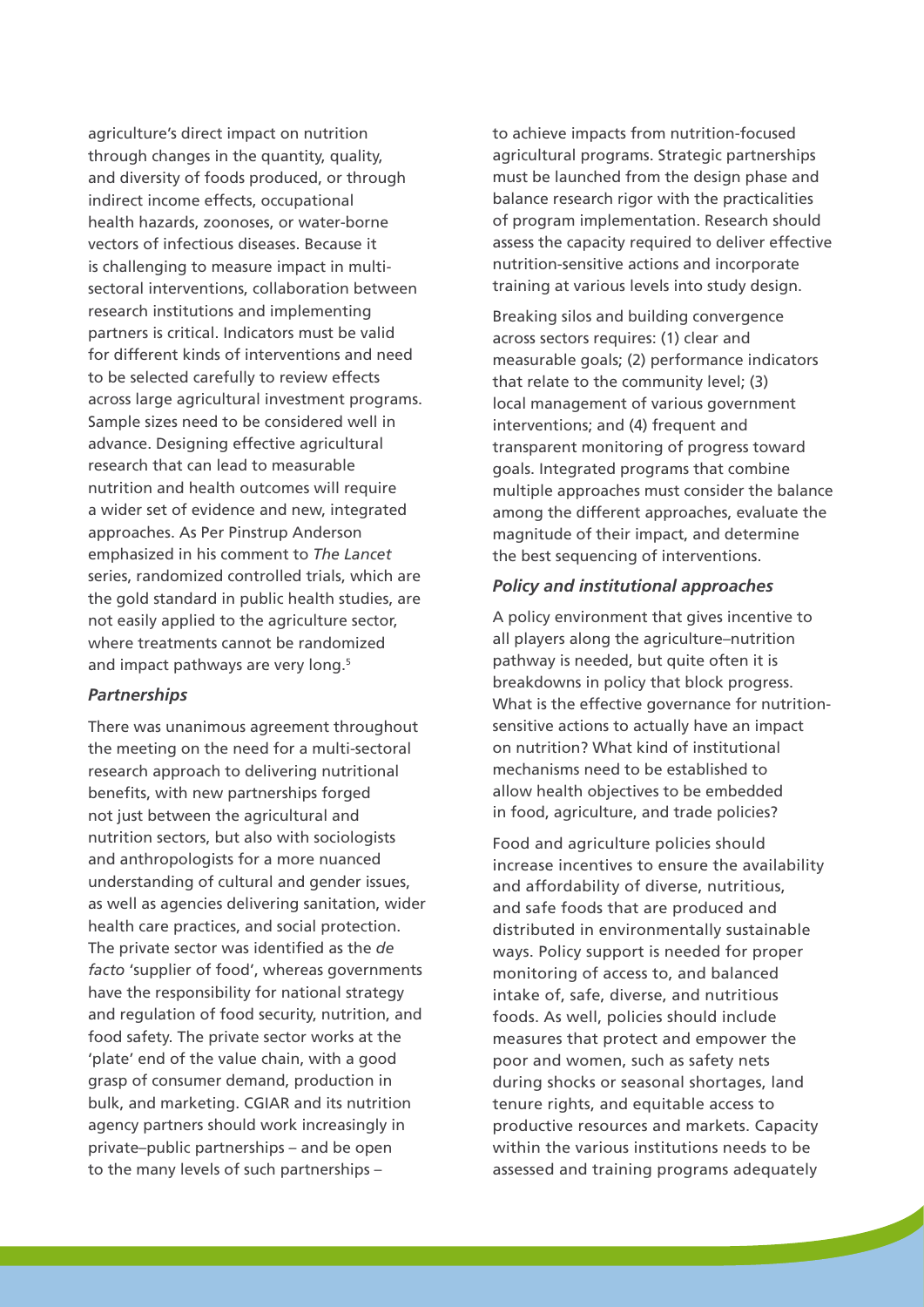agriculture's direct impact on nutrition through changes in the quantity, quality, and diversity of foods produced, or through indirect income effects, occupational health hazards, zoonoses, or water-borne vectors of infectious diseases. Because it is challenging to measure impact in multi-sectoral interventions, collaboration between research institutions and implementing partners is critical. Indicators must be valid for different kinds of interventions and need to be selected carefully to review effects across large agricultural investment programs. Sample sizes need to be considered well in advance. Designing effective agricultural research that can lead to measurable nutrition and health outcomes will require a wider set of evidence and new, integrated approaches. As Per Pinstrup Anderson emphasized in his comment to *The Lancet* series, randomized controlled trials, which are the gold standard in public health studies, are not easily applied to the agriculture sector, where treatments cannot be randomized and impact pathways are very long.[5]

### *Partnerships*

There was unanimous agreement throughout the meeting on the need for a multi-sectoral research approach to delivering nutritional benefits, with new partnerships forged not just between the agricultural and nutrition sectors, but also with sociologists and anthropologists for a more nuanced understanding of cultural and gender issues, as well as agencies delivering sanitation, wider health care practices, and social protection. The private sector was identified as the *de facto* 'supplier of food', whereas governments have the responsibility for national strategy and regulation of food security, nutrition, and food safety. The private sector works at the 'plate' end of the value chain, with a good grasp of consumer demand, production in bulk, and marketing. CGIAR and its nutrition agency partners should work increasingly in private–public partnerships – and be open to the many levels of such partnerships – to achieve impacts from nutrition-focused agricultural programs. Strategic partnerships must be launched from the design phase and balance research rigor with the practicalities of program implementation. Research should assess the capacity required to deliver effective nutrition-sensitive actions and incorporate training at various levels into study design.

Breaking silos and building convergence across sectors requires: (1) clear and measurable goals; (2) performance indicators that relate to the community level; (3) local management of various government interventions; and (4) frequent and transparent monitoring of progress toward goals. Integrated programs that combine multiple approaches must consider the balance among the different approaches, evaluate the magnitude of their impact, and determine the best sequencing of interventions.

### *Policy and institutional approaches*

A policy environment that gives incentive to all players along the agriculture–nutrition pathway is needed, but quite often it is breakdowns in policy that block progress. What is the effective governance for nutrition-sensitive actions to actually have an impact on nutrition? What kind of institutional mechanisms need to be established to allow health objectives to be embedded in food, agriculture, and trade policies?

Food and agriculture policies should increase incentives to ensure the availability and affordability of diverse, nutritious, and safe foods that are produced and distributed in environmentally sustainable ways. Policy support is needed for proper monitoring of access to, and balanced intake of, safe, diverse, and nutritious foods. As well, policies should include measures that protect and empower the poor and women, such as safety nets during shocks or seasonal shortages, land tenure rights, and equitable access to productive resources and markets. Capacity within the various institutions needs to be assessed and training programs adequately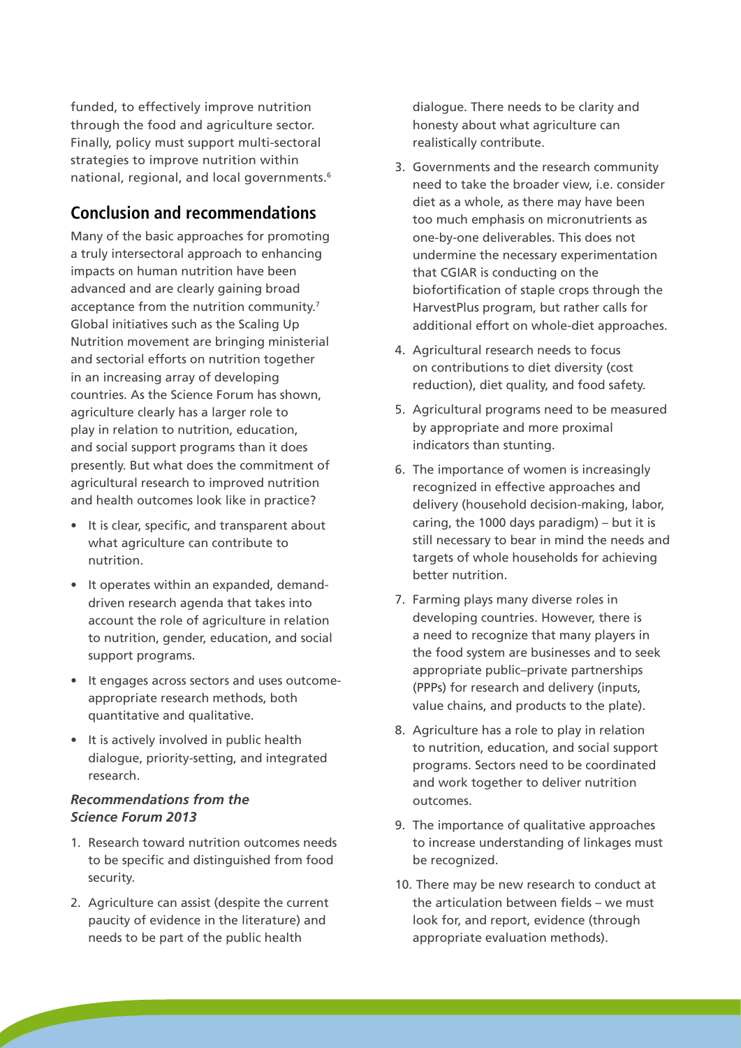funded, to effectively improve nutrition through the food and agriculture sector. Finally, policy must support multi-sectoral strategies to improve nutrition within national, regional, and local governments.[6]

## Conclusion and recommendations

Many of the basic approaches for promoting a truly intersectoral approach to enhancing impacts on human nutrition have been advanced and are clearly gaining broad acceptance from the nutrition community.[7] Global initiatives such as the Scaling Up Nutrition movement are bringing ministerial and sectorial efforts on nutrition together in an increasing array of developing countries. As the Science Forum has shown, agriculture clearly has a larger role to play in relation to nutrition, education, and social support programs than it does presently. But what does the commitment of agricultural research to improved nutrition and health outcomes look like in practice?

- It is clear, specific, and transparent about what agriculture can contribute to nutrition.
- It operates within an expanded, demand-driven research agenda that takes into account the role of agriculture in relation to nutrition, gender, education, and social support programs.
- It engages across sectors and uses outcome-appropriate research methods, both quantitative and qualitative.
- It is actively involved in public health dialogue, priority-setting, and integrated research.

### *Recommendations from the Science Forum 2013*

1. Research toward nutrition outcomes needs to be specific and distinguished from food security.
2. Agriculture can assist (despite the current paucity of evidence in the literature) and needs to be part of the public health dialogue. There needs to be clarity and honesty about what agriculture can realistically contribute.
3. Governments and the research community need to take the broader view, i.e. consider diet as a whole, as there may have been too much emphasis on micronutrients as one-by-one deliverables. This does not undermine the necessary experimentation that CGIAR is conducting on the biofortification of staple crops through the HarvestPlus program, but rather calls for additional effort on whole-diet approaches.
4. Agricultural research needs to focus on contributions to diet diversity (cost reduction), diet quality, and food safety.
5. Agricultural programs need to be measured by appropriate and more proximal indicators than stunting.
6. The importance of women is increasingly recognized in effective approaches and delivery (household decision-making, labor, caring, the 1000 days paradigm) – but it is still necessary to bear in mind the needs and targets of whole households for achieving better nutrition.
7. Farming plays many diverse roles in developing countries. However, there is a need to recognize that many players in the food system are businesses and to seek appropriate public–private partnerships (PPPs) for research and delivery (inputs, value chains, and products to the plate).
8. Agriculture has a role to play in relation to nutrition, education, and social support programs. Sectors need to be coordinated and work together to deliver nutrition outcomes.
9. The importance of qualitative approaches to increase understanding of linkages must be recognized.
10. There may be new research to conduct at the articulation between fields – we must look for, and report, evidence (through appropriate evaluation methods).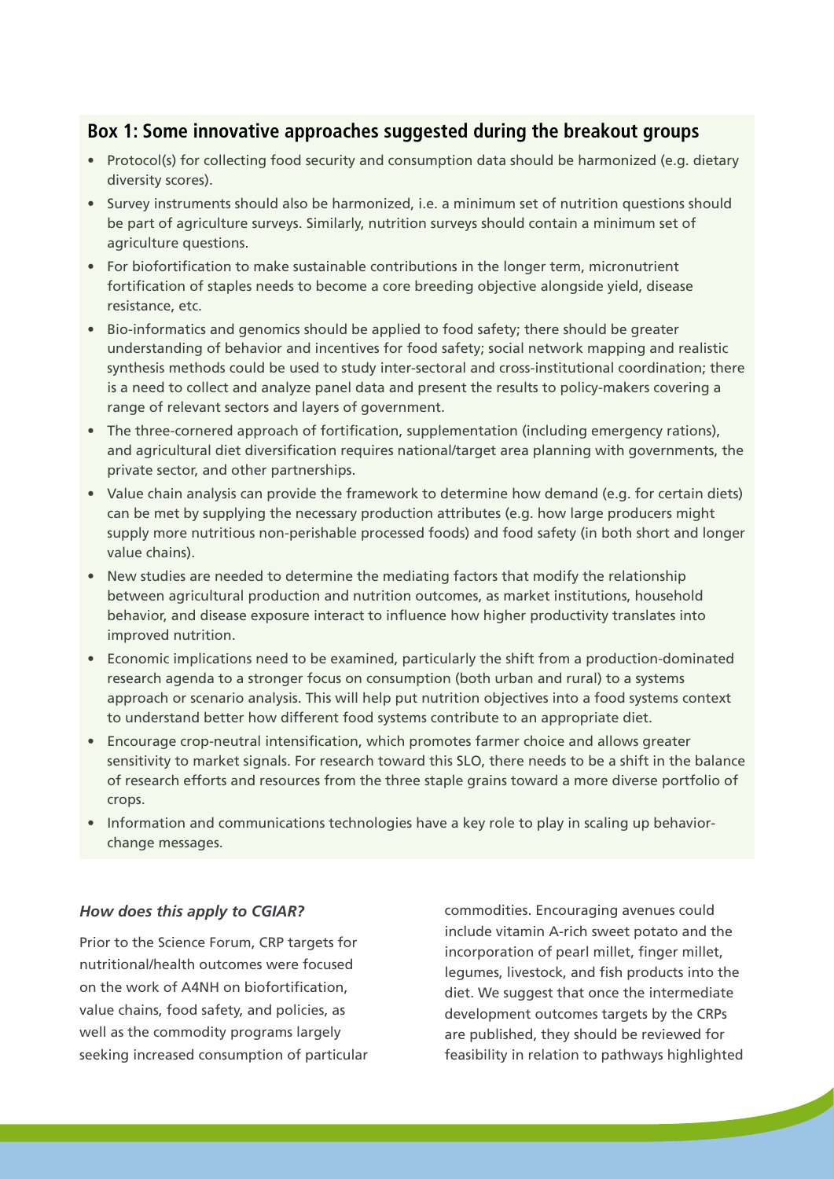## Box 1: Some innovative approaches suggested during the breakout groups

- Protocol(s) for collecting food security and consumption data should be harmonized (e.g. dietary diversity scores).
- Survey instruments should also be harmonized, i.e. a minimum set of nutrition questions should be part of agriculture surveys. Similarly, nutrition surveys should contain a minimum set of agriculture questions.
- For biofortification to make sustainable contributions in the longer term, micronutrient fortification of staples needs to become a core breeding objective alongside yield, disease resistance, etc.
- Bio-informatics and genomics should be applied to food safety; there should be greater understanding of behavior and incentives for food safety; social network mapping and realistic synthesis methods could be used to study inter-sectoral and cross-institutional coordination; there is a need to collect and analyze panel data and present the results to policy-makers covering a range of relevant sectors and layers of government.
- The three-cornered approach of fortification, supplementation (including emergency rations), and agricultural diet diversification requires national/target area planning with governments, the private sector, and other partnerships.
- Value chain analysis can provide the framework to determine how demand (e.g. for certain diets) can be met by supplying the necessary production attributes (e.g. how large producers might supply more nutritious non-perishable processed foods) and food safety (in both short and longer value chains).
- New studies are needed to determine the mediating factors that modify the relationship between agricultural production and nutrition outcomes, as market institutions, household behavior, and disease exposure interact to influence how higher productivity translates into improved nutrition.
- Economic implications need to be examined, particularly the shift from a production-dominated research agenda to a stronger focus on consumption (both urban and rural) to a systems approach or scenario analysis. This will help put nutrition objectives into a food systems context to understand better how different food systems contribute to an appropriate diet.
- Encourage crop-neutral intensification, which promotes farmer choice and allows greater sensitivity to market signals. For research toward this SLO, there needs to be a shift in the balance of research efforts and resources from the three staple grains toward a more diverse portfolio of crops.
- Information and communications technologies have a key role to play in scaling up behavior-change messages.

### *How does this apply to CGIAR?*

Prior to the Science Forum, CRP targets for nutritional/health outcomes were focused on the work of A4NH on biofortification, value chains, food safety, and policies, as well as the commodity programs largely seeking increased consumption of particular commodities. Encouraging avenues could include vitamin A-rich sweet potato and the incorporation of pearl millet, finger millet, legumes, livestock, and fish products into the diet. We suggest that once the intermediate development outcomes targets by the CRPs are published, they should be reviewed for feasibility in relation to pathways highlighted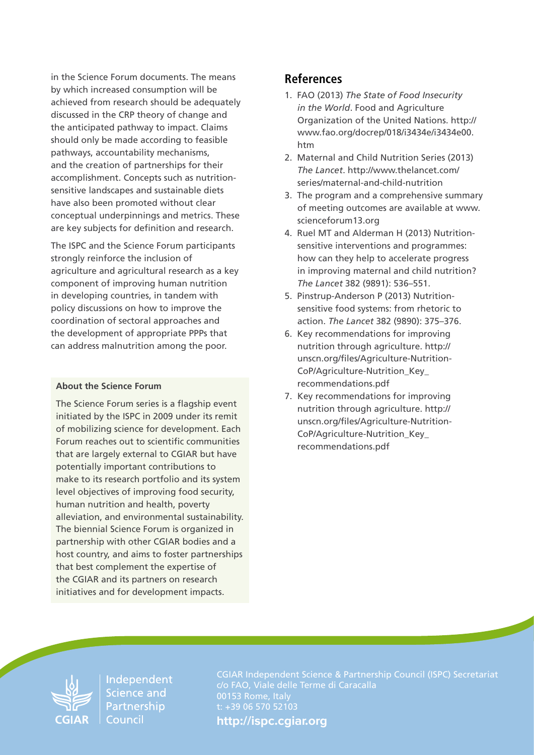in the Science Forum documents. The means by which increased consumption will be achieved from research should be adequately discussed in the CRP theory of change and the anticipated pathway to impact. Claims should only be made according to feasible pathways, accountability mechanisms, and the creation of partnerships for their accomplishment. Concepts such as nutrition-sensitive landscapes and sustainable diets have also been promoted without clear conceptual underpinnings and metrics. These are key subjects for definition and research.

The ISPC and the Science Forum participants strongly reinforce the inclusion of agriculture and agricultural research as a key component of improving human nutrition in developing countries, in tandem with policy discussions on how to improve the coordination of sectoral approaches and the development of appropriate PPPs that can address malnutrition among the poor.

**About the Science Forum**

The Science Forum series is a flagship event initiated by the ISPC in 2009 under its remit of mobilizing science for development. Each Forum reaches out to scientific communities that are largely external to CGIAR but have potentially important contributions to make to its research portfolio and its system level objectives of improving food security, human nutrition and health, poverty alleviation, and environmental sustainability. The biennial Science Forum is organized in partnership with other CGIAR bodies and a host country, and aims to foster partnerships that best complement the expertise of the CGIAR and its partners on research initiatives and for development impacts.

## References

1. FAO (2013) *The State of Food Insecurity in the World*. Food and Agriculture Organization of the United Nations. http://www.fao.org/docrep/018/i3434e/i3434e00.htm
2. Maternal and Child Nutrition Series (2013) *The Lancet*. http://www.thelancet.com/series/maternal-and-child-nutrition
3. The program and a comprehensive summary of meeting outcomes are available at www.scienceforum13.org
4. Ruel MT and Alderman H (2013) Nutrition-sensitive interventions and programmes: how can they help to accelerate progress in improving maternal and child nutrition? *The Lancet* 382 (9891): 536–551.
5. Pinstrup-Anderson P (2013) Nutrition-sensitive food systems: from rhetoric to action. *The Lancet* 382 (9890): 375–376.
6. Key recommendations for improving nutrition through agriculture. http://unscn.org/files/Agriculture-Nutrition-CoP/Agriculture-Nutrition_Key_recommendations.pdf
7. Key recommendations for improving nutrition through agriculture. http://unscn.org/files/Agriculture-Nutrition-CoP/Agriculture-Nutrition_Key_recommendations.pdf

CGIAR

Independent Science and Partnership Council

CGIAR Independent Science & Partnership Council (ISPC) Secretariat
c/o FAO, Viale delle Terme di Caracalla
00153 Rome, Italy
t: +39 06 570 52103

**http://ispc.cgiar.org**